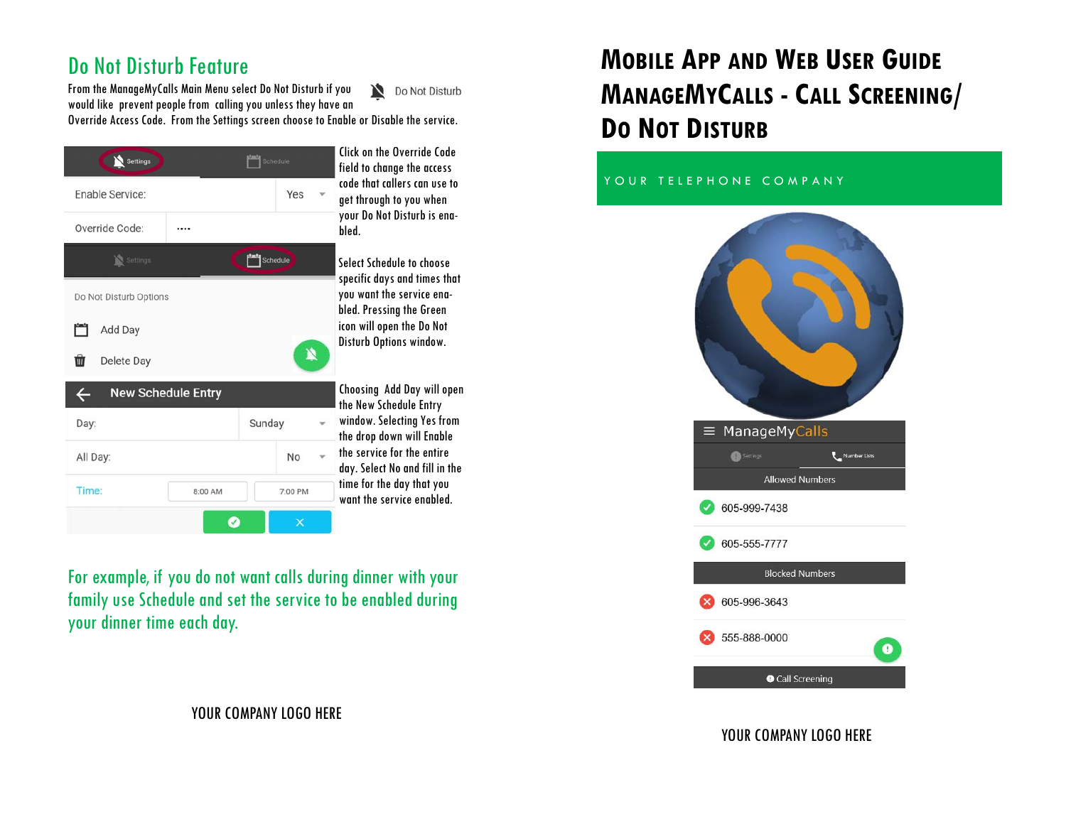## Do Not Disturb Feature

From the ManageMyCalls Main Menu select Do Not Disturb if you would like prevent people from calling you unless they have an Override Access Code. From the Settings screen choose to Enable or Disable the service.

Click on the Override Code field to change the access code that callers can use to get through to you when your Do Not Disturb is enabled.

Select Schedule to choose specific days and times that you want the service enabled. Pressing the Green icon will open the Do Not Disturb Options window.

Choosing Add Day will open the New Schedule Entry window. Selecting Yes from the drop down will Enable the service for the entire day. Select No and fill in the time for the day that you want the service enabled.

For example, if you do not want calls during dinner with your family use Schedule and set the service to be enabled during your dinner time each day.

YOUR COMPANY LOGO HERE

# Mobile App and Web User Guide ManageMyCalls - Call Screening/ Do Not Disturb

YOUR TELEPHONE COMPANY

YOUR COMPANY LOGO HERE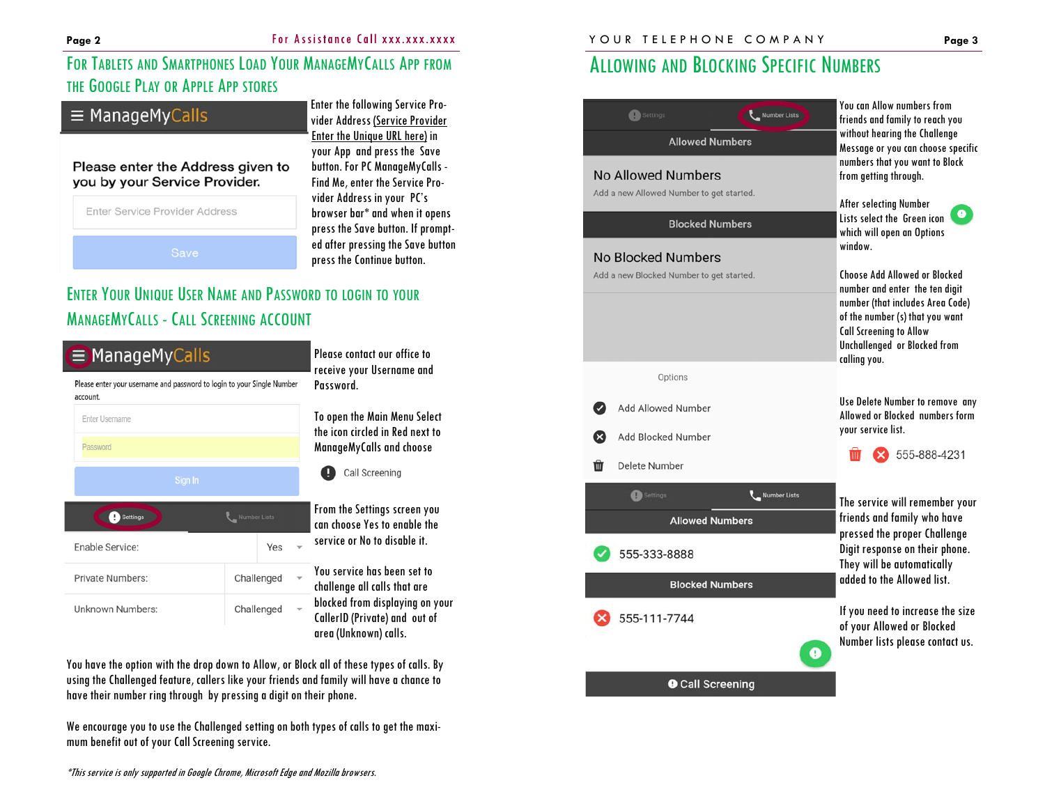## For Tablets and Smartphones Load Your ManageMyCalls App from the Google Play or Apple App Stores

≡ ManageMyCalls

Please enter the Address given to you by your Service Provider.

Enter Service Provider Address

Save

Enter the following Service Provider Address (Service Provider Enter the Unique URL here) in your App and press the Save button. For PC ManageMyCalls - Find Me, enter the Service Provider Address in your PC's browser bar* and when it opens press the Save button. If prompted after pressing the Save button press the Continue button.

## Enter Your Unique User Name and Password to Login to Your ManageMyCalls - Call Screening Account

≡ ManageMyCalls

Please enter your username and password to login to your Single Number account.

Enter Username

Password

Sign In

Please contact our office to receive your Username and Password.

To open the Main Menu Select the icon circled in Red next to ManageMyCalls and choose

Call Screening

Settings | Number Lists

| | |
|---|---|
| Enable Service: | Yes |
| Private Numbers: | Challenged |
| Unknown Numbers: | Challenged |

From the Settings screen you can choose Yes to enable the service or No to disable it.

You service has been set to challenge all calls that are blocked from displaying on your CallerID (Private) and out of area (Unknown) calls.

You have the option with the drop down to Allow, or Block all of these types of calls. By using the Challenged feature, callers like your friends and family will have a chance to have their number ring through by pressing a digit on their phone.

We encourage you to use the Challenged setting on both types of calls to get the maximum benefit out of your Call Screening service.

*\*This service is only supported in Google Chrome, Microsoft Edge and Mozilla browsers.*

## Allowing and Blocking Specific Numbers

Settings | Number Lists

Allowed Numbers

No Allowed Numbers

Add a new Allowed Number to get started.

Blocked Numbers

No Blocked Numbers

Add a new Blocked Number to get started.

Options

Add Allowed Number

Add Blocked Number

Delete Number

You can Allow numbers from friends and family to reach you without hearing the Challenge Message or you can choose specific numbers that you want to Block from getting through.

After selecting Number Lists select the Green icon which will open an Options window.

Choose Add Allowed or Blocked number and enter the ten digit number (that includes Area Code) of the number (s) that you want Call Screening to Allow Unchallenged or Blocked from calling you.

Use Delete Number to remove any Allowed or Blocked numbers form your service list.

555-888-4231

Settings | Number Lists

Allowed Numbers

555-333-8888

Blocked Numbers

555-111-7744

Call Screening

The service will remember your friends and family who have pressed the proper Challenge Digit response on their phone. They will be automatically added to the Allowed list.

If you need to increase the size of your Allowed or Blocked Number lists please contact us.